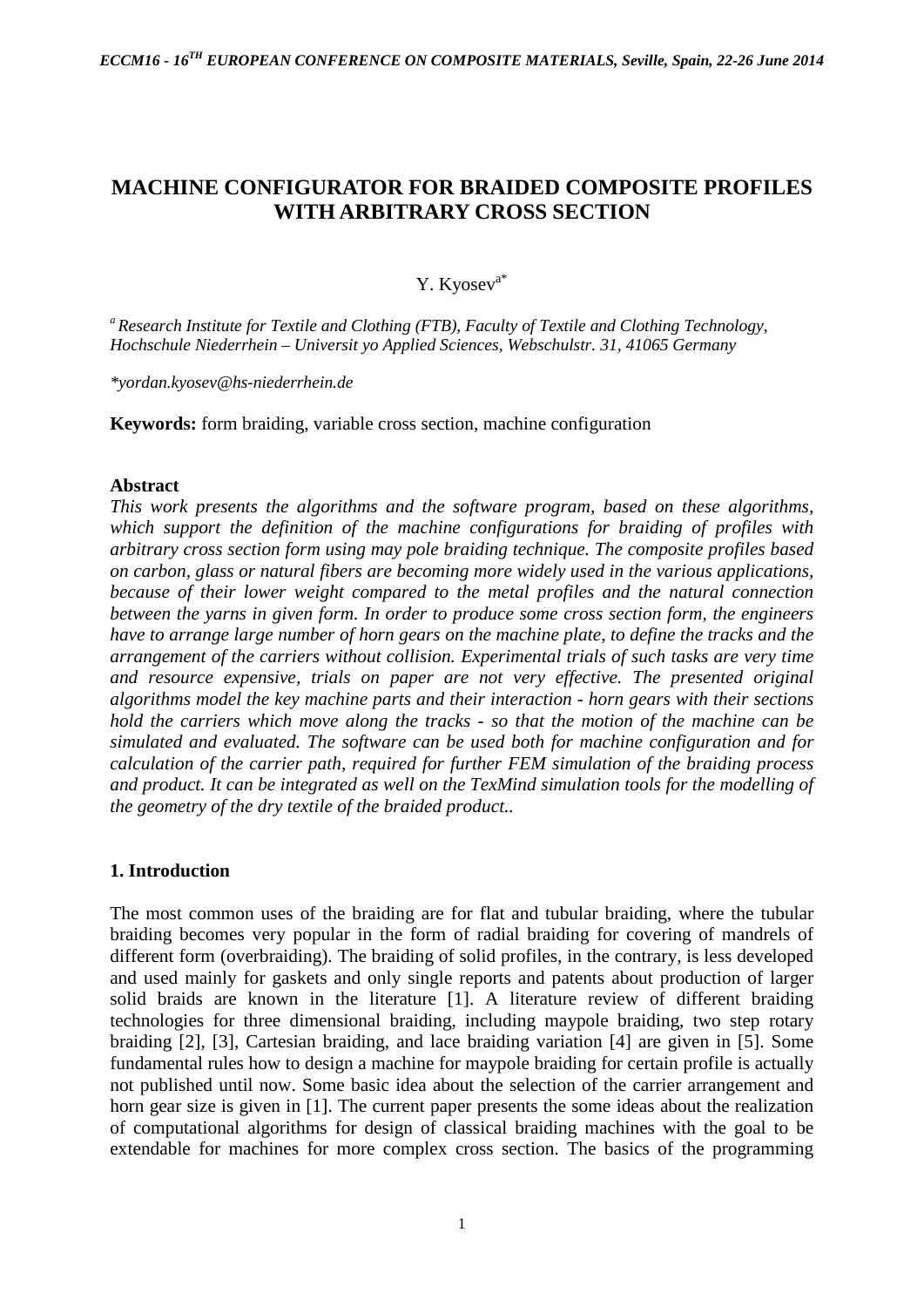# MACHINE CONFIGURATOR FOR BRAIDED COMPOSITE PROFILES WITH ARBITRARY CROSS SECTION

Y. Kyosev[a*]

[a] *Research Institute for Textile and Clothing (FTB), Faculty of Textile and Clothing Technology, Hochschule Niederrhein – Universit yo Applied Sciences, Webschulstr. 31, 41065 Germany*

*\*yordan.kyosev@hs-niederrhein.de*

**Keywords:** form braiding, variable cross section, machine configuration

## Abstract

*This work presents the algorithms and the software program, based on these algorithms, which support the definition of the machine configurations for braiding of profiles with arbitrary cross section form using may pole braiding technique. The composite profiles based on carbon, glass or natural fibers are becoming more widely used in the various applications, because of their lower weight compared to the metal profiles and the natural connection between the yarns in given form. In order to produce some cross section form, the engineers have to arrange large number of horn gears on the machine plate, to define the tracks and the arrangement of the carriers without collision. Experimental trials of such tasks are very time and resource expensive, trials on paper are not very effective. The presented original algorithms model the key machine parts and their interaction - horn gears with their sections hold the carriers which move along the tracks - so that the motion of the machine can be simulated and evaluated. The software can be used both for machine configuration and for calculation of the carrier path, required for further FEM simulation of the braiding process and product. It can be integrated as well on the TexMind simulation tools for the modelling of the geometry of the dry textile of the braided product..*

## 1. Introduction

The most common uses of the braiding are for flat and tubular braiding, where the tubular braiding becomes very popular in the form of radial braiding for covering of mandrels of different form (overbraiding). The braiding of solid profiles, in the contrary, is less developed and used mainly for gaskets and only single reports and patents about production of larger solid braids are known in the literature [1]. A literature review of different braiding technologies for three dimensional braiding, including maypole braiding, two step rotary braiding [2], [3], Cartesian braiding, and lace braiding variation [4] are given in [5]. Some fundamental rules how to design a machine for maypole braiding for certain profile is actually not published until now. Some basic idea about the selection of the carrier arrangement and horn gear size is given in [1]. The current paper presents the some ideas about the realization of computational algorithms for design of classical braiding machines with the goal to be extendable for machines for more complex cross section. The basics of the programming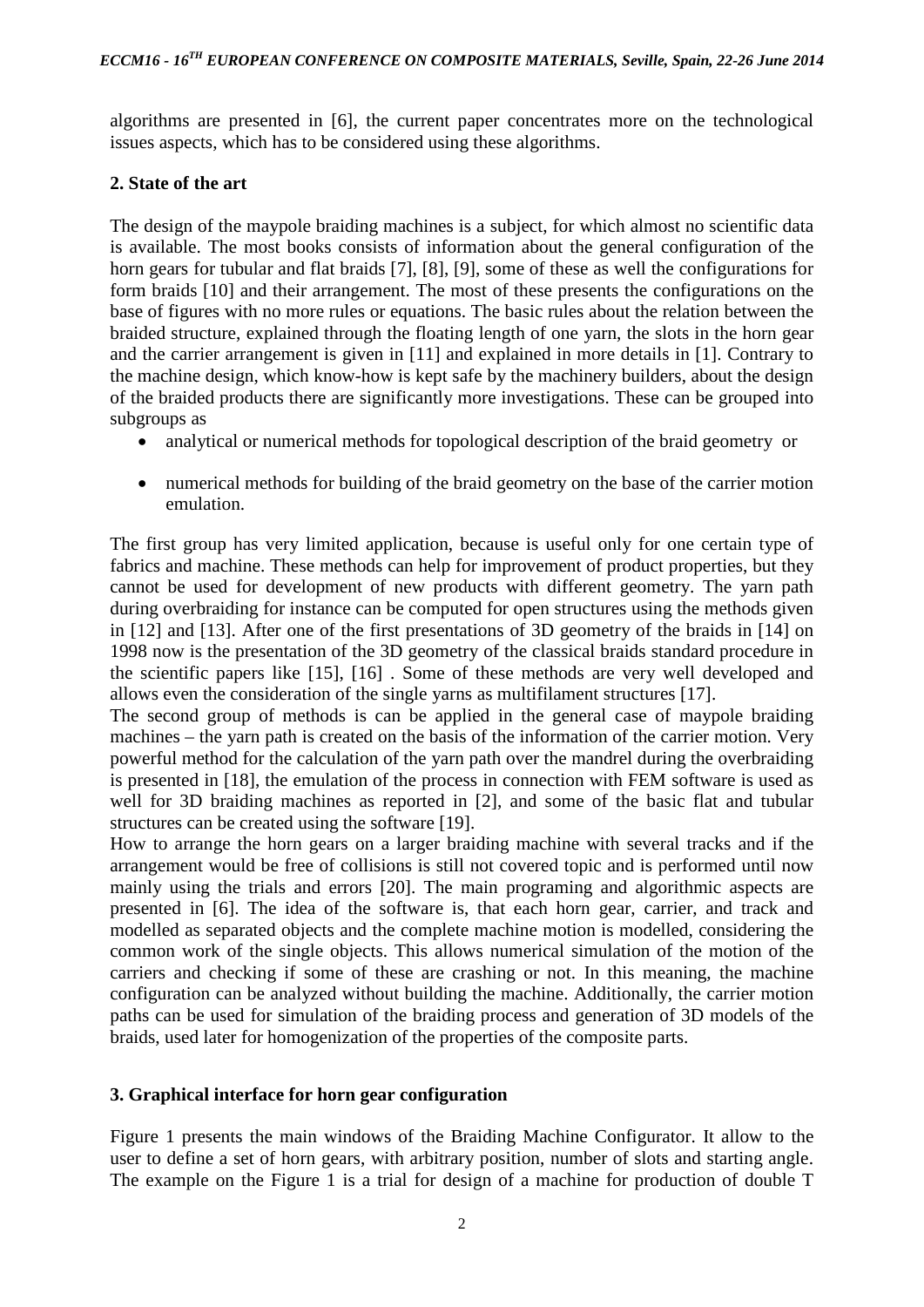algorithms are presented in [6], the current paper concentrates more on the technological issues aspects, which has to be considered using these algorithms.

## 2. State of the art

The design of the maypole braiding machines is a subject, for which almost no scientific data is available. The most books consists of information about the general configuration of the horn gears for tubular and flat braids [7], [8], [9], some of these as well the configurations for form braids [10] and their arrangement. The most of these presents the configurations on the base of figures with no more rules or equations. The basic rules about the relation between the braided structure, explained through the floating length of one yarn, the slots in the horn gear and the carrier arrangement is given in [11] and explained in more details in [1]. Contrary to the machine design, which know-how is kept safe by the machinery builders, about the design of the braided products there are significantly more investigations. These can be grouped into subgroups as

- analytical or numerical methods for topological description of the braid geometry or
- numerical methods for building of the braid geometry on the base of the carrier motion emulation.

The first group has very limited application, because is useful only for one certain type of fabrics and machine. These methods can help for improvement of product properties, but they cannot be used for development of new products with different geometry. The yarn path during overbraiding for instance can be computed for open structures using the methods given in [12] and [13]. After one of the first presentations of 3D geometry of the braids in [14] on 1998 now is the presentation of the 3D geometry of the classical braids standard procedure in the scientific papers like [15], [16] . Some of these methods are very well developed and allows even the consideration of the single yarns as multifilament structures [17].

The second group of methods is can be applied in the general case of maypole braiding machines – the yarn path is created on the basis of the information of the carrier motion. Very powerful method for the calculation of the yarn path over the mandrel during the overbraiding is presented in [18], the emulation of the process in connection with FEM software is used as well for 3D braiding machines as reported in [2], and some of the basic flat and tubular structures can be created using the software [19].

How to arrange the horn gears on a larger braiding machine with several tracks and if the arrangement would be free of collisions is still not covered topic and is performed until now mainly using the trials and errors [20]. The main programing and algorithmic aspects are presented in [6]. The idea of the software is, that each horn gear, carrier, and track and modelled as separated objects and the complete machine motion is modelled, considering the common work of the single objects. This allows numerical simulation of the motion of the carriers and checking if some of these are crashing or not. In this meaning, the machine configuration can be analyzed without building the machine. Additionally, the carrier motion paths can be used for simulation of the braiding process and generation of 3D models of the braids, used later for homogenization of the properties of the composite parts.

## 3. Graphical interface for horn gear configuration

Figure 1 presents the main windows of the Braiding Machine Configurator. It allow to the user to define a set of horn gears, with arbitrary position, number of slots and starting angle. The example on the Figure 1 is a trial for design of a machine for production of double T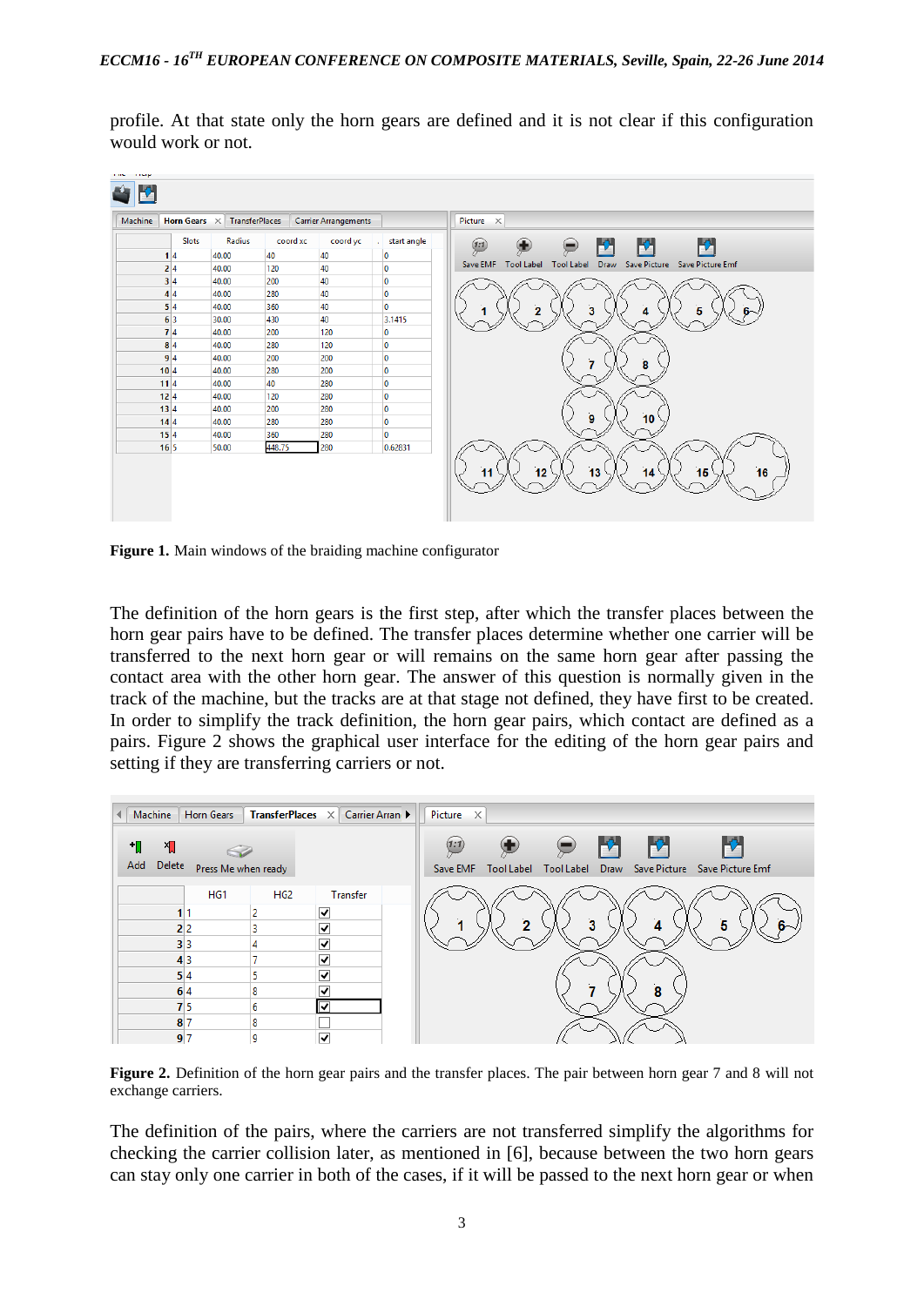profile. At that state only the horn gears are defined and it is not clear if this configuration would work or not.

**Figure 1.** Main windows of the braiding machine configurator

The definition of the horn gears is the first step, after which the transfer places between the horn gear pairs have to be defined. The transfer places determine whether one carrier will be transferred to the next horn gear or will remains on the same horn gear after passing the contact area with the other horn gear. The answer of this question is normally given in the track of the machine, but the tracks are at that stage not defined, they have first to be created. In order to simplify the track definition, the horn gear pairs, which contact are defined as a pairs. Figure 2 shows the graphical user interface for the editing of the horn gear pairs and setting if they are transferring carriers or not.

**Figure 2.** Definition of the horn gear pairs and the transfer places. The pair between horn gear 7 and 8 will not exchange carriers.

The definition of the pairs, where the carriers are not transferred simplify the algorithms for checking the carrier collision later, as mentioned in [6], because between the two horn gears can stay only one carrier in both of the cases, if it will be passed to the next horn gear or when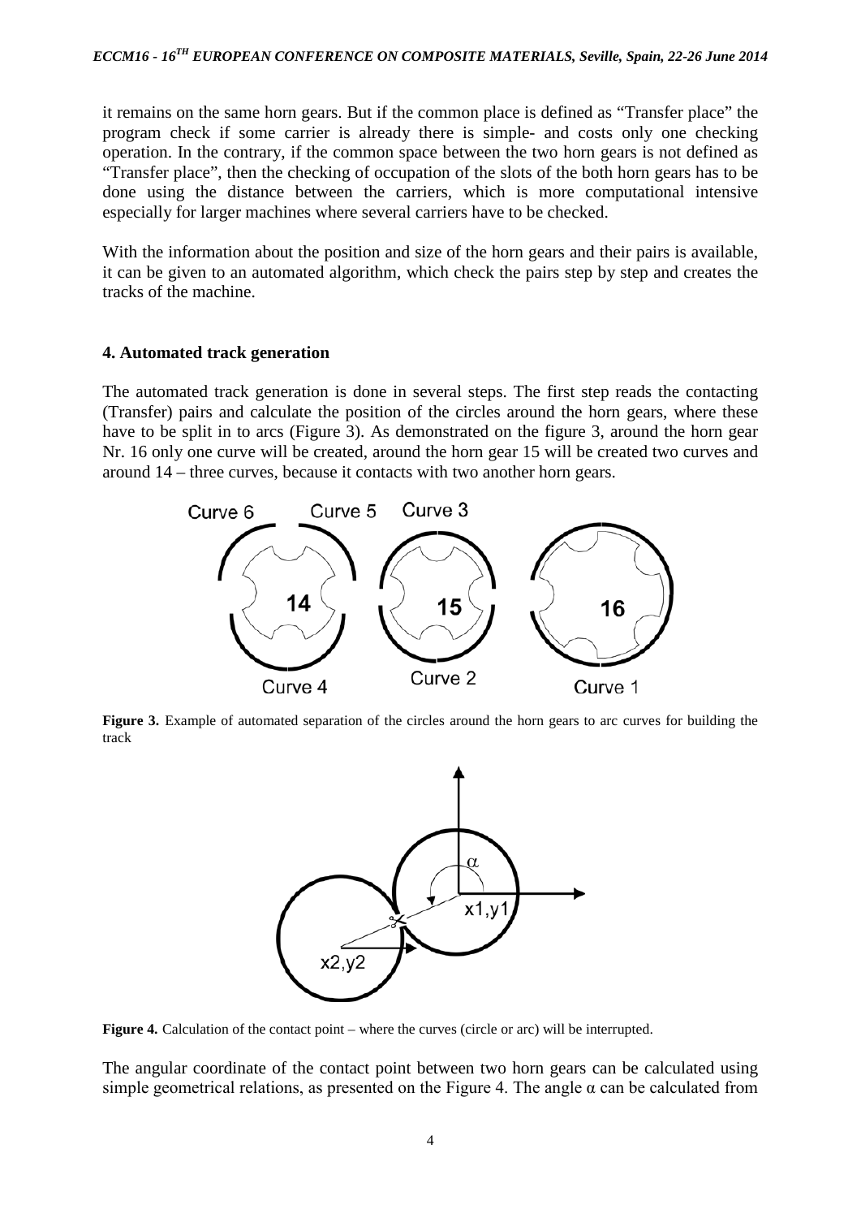it remains on the same horn gears. But if the common place is defined as "Transfer place" the program check if some carrier is already there is simple- and costs only one checking operation. In the contrary, if the common space between the two horn gears is not defined as "Transfer place", then the checking of occupation of the slots of the both horn gears has to be done using the distance between the carriers, which is more computational intensive especially for larger machines where several carriers have to be checked.

With the information about the position and size of the horn gears and their pairs is available, it can be given to an automated algorithm, which check the pairs step by step and creates the tracks of the machine.

## 4. Automated track generation

The automated track generation is done in several steps. The first step reads the contacting (Transfer) pairs and calculate the position of the circles around the horn gears, where these have to be split in to arcs (Figure 3). As demonstrated on the figure 3, around the horn gear Nr. 16 only one curve will be created, around the horn gear 15 will be created two curves and around 14 – three curves, because it contacts with two another horn gears.

**Figure 3.** Example of automated separation of the circles around the horn gears to arc curves for building the track

**Figure 4.** Calculation of the contact point – where the curves (circle or arc) will be interrupted.

The angular coordinate of the contact point between two horn gears can be calculated using simple geometrical relations, as presented on the Figure 4. The angle $\alpha$ can be calculated from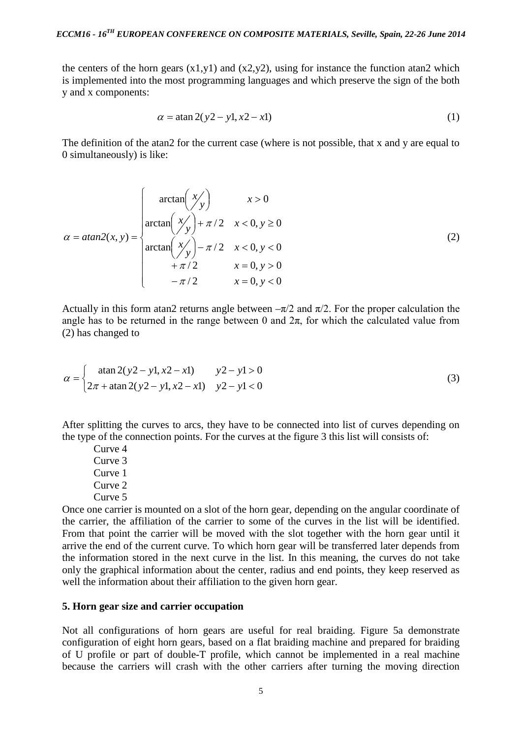the centers of the horn gears (x1,y1) and (x2,y2), using for instance the function atan2 which is implemented into the most programming languages and which preserve the sign of the both y and x components:

$$\alpha = \operatorname{atan2}(y2 - y1, x2 - x1) \tag{1}$$

The definition of the atan2 for the current case (where is not possible, that x and y are equal to 0 simultaneously) is like:

$$\alpha = atan2(x, y) = \begin{cases} \arctan\left( x/y \right) & x > 0 \\ \arctan\left( x/y \right) + \pi/2 & x < 0, y \geq 0 \\ \arctan\left( x/y \right) - \pi/2 & x < 0, y < 0 \\ +\pi/2 & x = 0, y > 0 \\ -\pi/2 & x = 0, y < 0 \end{cases} \tag{2}$$

Actually in this form atan2 returns angle between $-\pi/2$ and $\pi/2$. For the proper calculation the angle has to be returned in the range between 0 and $2\pi$, for which the calculated value from (2) has changed to

$$\alpha = \begin{cases} \operatorname{atan2}(y2 - y1, x2 - x1) & y2 - y1 > 0 \\ 2\pi + \operatorname{atan2}(y2 - y1, x2 - x1) & y2 - y1 < 0 \end{cases} \tag{3}$$

After splitting the curves to arcs, they have to be connected into list of curves depending on the type of the connection points. For the curves at the figure 3 this list will consists of:

Curve 4
Curve 3
Curve 1
Curve 2
Curve 5

Once one carrier is mounted on a slot of the horn gear, depending on the angular coordinate of the carrier, the affiliation of the carrier to some of the curves in the list will be identified. From that point the carrier will be moved with the slot together with the horn gear until it arrive the end of the current curve. To which horn gear will be transferred later depends from the information stored in the next curve in the list. In this meaning, the curves do not take only the graphical information about the center, radius and end points, they keep reserved as well the information about their affiliation to the given horn gear.

## 5. Horn gear size and carrier occupation

Not all configurations of horn gears are useful for real braiding. Figure 5a demonstrate configuration of eight horn gears, based on a flat braiding machine and prepared for braiding of U profile or part of double-T profile, which cannot be implemented in a real machine because the carriers will crash with the other carriers after turning the moving direction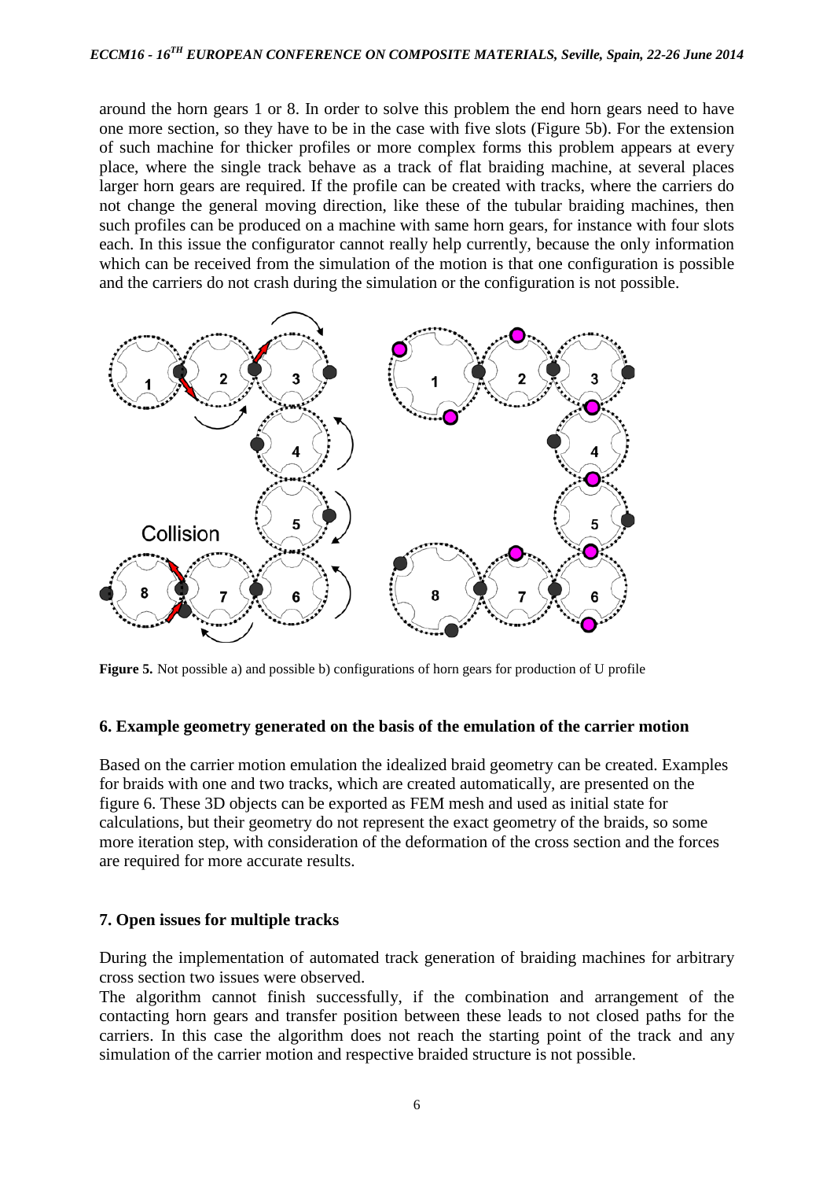around the horn gears 1 or 8. In order to solve this problem the end horn gears need to have one more section, so they have to be in the case with five slots (Figure 5b). For the extension of such machine for thicker profiles or more complex forms this problem appears at every place, where the single track behave as a track of flat braiding machine, at several places larger horn gears are required. If the profile can be created with tracks, where the carriers do not change the general moving direction, like these of the tubular braiding machines, then such profiles can be produced on a machine with same horn gears, for instance with four slots each. In this issue the configurator cannot really help currently, because the only information which can be received from the simulation of the motion is that one configuration is possible and the carriers do not crash during the simulation or the configuration is not possible.

**Figure 5.** Not possible a) and possible b) configurations of horn gears for production of U profile

## 6. Example geometry generated on the basis of the emulation of the carrier motion

Based on the carrier motion emulation the idealized braid geometry can be created. Examples for braids with one and two tracks, which are created automatically, are presented on the figure 6. These 3D objects can be exported as FEM mesh and used as initial state for calculations, but their geometry do not represent the exact geometry of the braids, so some more iteration step, with consideration of the deformation of the cross section and the forces are required for more accurate results.

## 7. Open issues for multiple tracks

During the implementation of automated track generation of braiding machines for arbitrary cross section two issues were observed.

The algorithm cannot finish successfully, if the combination and arrangement of the contacting horn gears and transfer position between these leads to not closed paths for the carriers. In this case the algorithm does not reach the starting point of the track and any simulation of the carrier motion and respective braided structure is not possible.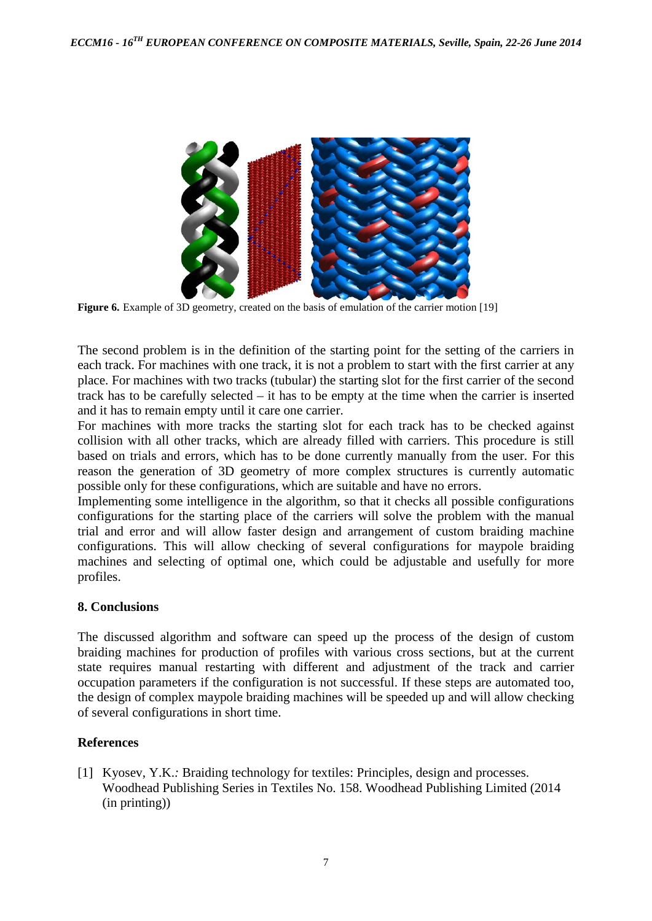**Figure 6.** Example of 3D geometry, created on the basis of emulation of the carrier motion [19]

The second problem is in the definition of the starting point for the setting of the carriers in each track. For machines with one track, it is not a problem to start with the first carrier at any place. For machines with two tracks (tubular) the starting slot for the first carrier of the second track has to be carefully selected – it has to be empty at the time when the carrier is inserted and it has to remain empty until it care one carrier.

For machines with more tracks the starting slot for each track has to be checked against collision with all other tracks, which are already filled with carriers. This procedure is still based on trials and errors, which has to be done currently manually from the user. For this reason the generation of 3D geometry of more complex structures is currently automatic possible only for these configurations, which are suitable and have no errors.

Implementing some intelligence in the algorithm, so that it checks all possible configurations configurations for the starting place of the carriers will solve the problem with the manual trial and error and will allow faster design and arrangement of custom braiding machine configurations. This will allow checking of several configurations for maypole braiding machines and selecting of optimal one, which could be adjustable and usefully for more profiles.

## 8. Conclusions

The discussed algorithm and software can speed up the process of the design of custom braiding machines for production of profiles with various cross sections, but at the current state requires manual restarting with different and adjustment of the track and carrier occupation parameters if the configuration is not successful. If these steps are automated too, the design of complex maypole braiding machines will be speeded up and will allow checking of several configurations in short time.

## References

[1] Kyosev, Y.K.: Braiding technology for textiles: Principles, design and processes. Woodhead Publishing Series in Textiles No. 158. Woodhead Publishing Limited (2014 (in printing))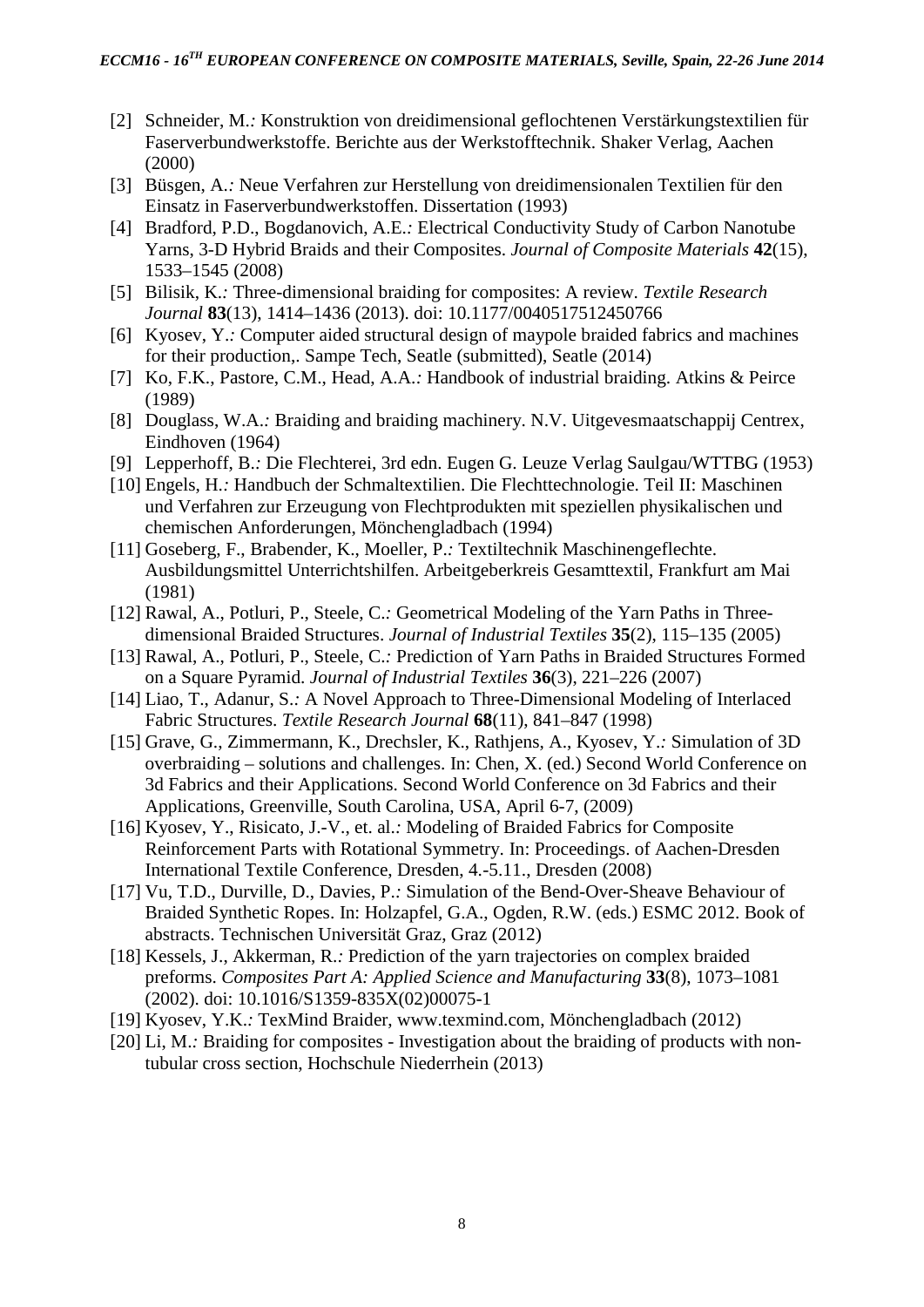[2] Schneider, M.*:* Konstruktion von dreidimensional geflochtenen Verstärkungstextilien für Faserverbundwerkstoffe. Berichte aus der Werkstofftechnik. Shaker Verlag, Aachen (2000)

[3] Büsgen, A.*:* Neue Verfahren zur Herstellung von dreidimensionalen Textilien für den Einsatz in Faserverbundwerkstoffen. Dissertation (1993)

[4] Bradford, P.D., Bogdanovich, A.E.*:* Electrical Conductivity Study of Carbon Nanotube Yarns, 3-D Hybrid Braids and their Composites. *Journal of Composite Materials* **42**(15), 1533–1545 (2008)

[5] Bilisik, K.*:* Three-dimensional braiding for composites: A review. *Textile Research Journal* **83**(13), 1414–1436 (2013). doi: 10.1177/0040517512450766

[6] Kyosev, Y.*:* Computer aided structural design of maypole braided fabrics and machines for their production,. Sampe Tech, Seatle (submitted), Seatle (2014)

[7] Ko, F.K., Pastore, C.M., Head, A.A.*:* Handbook of industrial braiding. Atkins & Peirce (1989)

[8] Douglass, W.A.*:* Braiding and braiding machinery. N.V. Uitgevesmaatschappij Centrex, Eindhoven (1964)

[9] Lepperhoff, B.*:* Die Flechterei, 3rd edn. Eugen G. Leuze Verlag Saulgau/WTTBG (1953)

[10] Engels, H.*:* Handbuch der Schmaltextilien. Die Flechttechnologie. Teil II: Maschinen und Verfahren zur Erzeugung von Flechtprodukten mit speziellen physikalischen und chemischen Anforderungen, Mönchengladbach (1994)

[11] Goseberg, F., Brabender, K., Moeller, P.*:* Textiltechnik Maschinengeflechte. Ausbildungsmittel Unterrichtshilfen. Arbeitgeberkreis Gesamttextil, Frankfurt am Mai (1981)

[12] Rawal, A., Potluri, P., Steele, C.*:* Geometrical Modeling of the Yarn Paths in Three-dimensional Braided Structures. *Journal of Industrial Textiles* **35**(2), 115–135 (2005)

[13] Rawal, A., Potluri, P., Steele, C.*:* Prediction of Yarn Paths in Braided Structures Formed on a Square Pyramid. *Journal of Industrial Textiles* **36**(3), 221–226 (2007)

[14] Liao, T., Adanur, S.*:* A Novel Approach to Three-Dimensional Modeling of Interlaced Fabric Structures. *Textile Research Journal* **68**(11), 841–847 (1998)

[15] Grave, G., Zimmermann, K., Drechsler, K., Rathjens, A., Kyosev, Y.*:* Simulation of 3D overbraiding – solutions and challenges. In: Chen, X. (ed.) Second World Conference on 3d Fabrics and their Applications. Second World Conference on 3d Fabrics and their Applications, Greenville, South Carolina, USA, April 6-7, (2009)

[16] Kyosev, Y., Risicato, J.-V., et. al.*:* Modeling of Braided Fabrics for Composite Reinforcement Parts with Rotational Symmetry. In: Proceedings. of Aachen-Dresden International Textile Conference, Dresden, 4.-5.11., Dresden (2008)

[17] Vu, T.D., Durville, D., Davies, P.*:* Simulation of the Bend-Over-Sheave Behaviour of Braided Synthetic Ropes. In: Holzapfel, G.A., Ogden, R.W. (eds.) ESMC 2012. Book of abstracts. Technischen Universität Graz, Graz (2012)

[18] Kessels, J., Akkerman, R.*:* Prediction of the yarn trajectories on complex braided preforms. *Composites Part A: Applied Science and Manufacturing* **33**(8), 1073–1081 (2002). doi: 10.1016/S1359-835X(02)00075-1

[19] Kyosev, Y.K.*:* TexMind Braider, www.texmind.com, Mönchengladbach (2012)

[20] Li, M.*:* Braiding for composites - Investigation about the braiding of products with non-tubular cross section, Hochschule Niederrhein (2013)